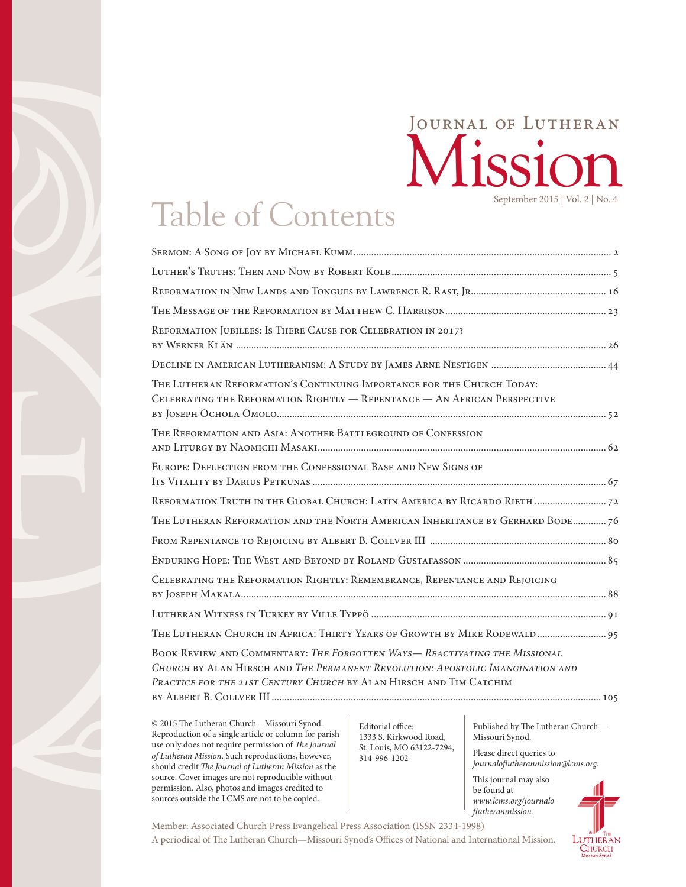# Journal of Lutheran Mission

September 2015 | Vol. 2 | No. 4

## Table of Contents

Sermon: A Song of Joy by Michael Kumm .......... 2

Luther's Truths: Then and Now by Robert Kolb .......... 5

Reformation in New Lands and Tongues by Lawrence R. Rast, Jr. .......... 16

The Message of the Reformation by Matthew C. Harrison .......... 23

Reformation Jubilees: Is There Cause for Celebration in 2017? by Werner Klän .......... 26

Decline in American Lutheranism: A Study by James Arne Nestigen .......... 44

The Lutheran Reformation's Continuing Importance for the Church Today: Celebrating the Reformation Rightly — Repentance — An African Perspective by Joseph Ochola Omolo .......... 52

The Reformation and Asia: Another Battleground of Confession and Liturgy by Naomichi Masaki .......... 62

Europe: Deflection from the Confessional Base and New Signs of Its Vitality by Darius Petkunas .......... 67

Reformation Truth in the Global Church: Latin America by Ricardo Rieth .......... 72

The Lutheran Reformation and the North American Inheritance by Gerhard Bode .......... 76

From Repentance to Rejoicing by Albert B. Collver III .......... 80

Enduring Hope: The West and Beyond by Roland Gustafasson .......... 85

Celebrating the Reformation Rightly: Remembrance, Repentance and Rejoicing by Joseph Makala .......... 88

Lutheran Witness in Turkey by Ville Typpö .......... 91

The Lutheran Church in Africa: Thirty Years of Growth by Mike Rodewald .......... 95

Book Review and Commentary: *The Forgotten Ways— Reactivating the Missional Church* by Alan Hirsch and *The Permanent Revolution: Apostolic Imagination and Practice for the 21st Century Church* by Alan Hirsch and Tim Catchim by Albert B. Collver III .......... 105

© 2015 The Lutheran Church—Missouri Synod. Reproduction of a single article or column for parish use only does not require permission of *The Journal of Lutheran Mission*. Such reproductions, however, should credit *The Journal of Lutheran Mission* as the source. Cover images are not reproducible without permission. Also, photos and images credited to sources outside the LCMS are not to be copied.

Editorial office:
1333 S. Kirkwood Road,
St. Louis, MO 63122-7294,
314-996-1202

Published by The Lutheran Church—Missouri Synod.

Please direct queries to *journaloflutheranmission@lcms.org.*

This journal may also be found at *www.lcms.org/journaloflutheranmission.*

Member: Associated Church Press Evangelical Press Association (ISSN 2334-1998)
A periodical of The Lutheran Church—Missouri Synod's Offices of National and International Mission.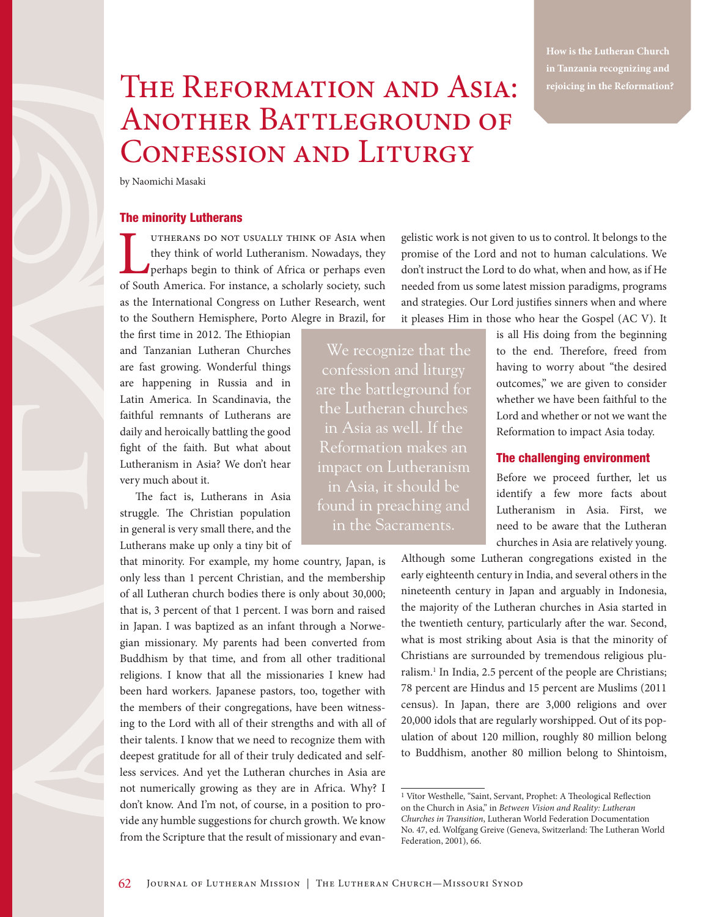# The Reformation and Asia: Another Battleground of Confession and Liturgy

by Naomichi Masaki

How is the Lutheran Church in Tanzania recognizing and rejoicing in the Reformation?

## The minority Lutherans

Lutherans do not usually think of Asia when they think of world Lutheranism. Nowadays, they perhaps begin to think of Africa or perhaps even of South America. For instance, a scholarly society, such as the International Congress on Luther Research, went to the Southern Hemisphere, Porto Alegre in Brazil, for the first time in 2012. The Ethiopian and Tanzanian Lutheran Churches are fast growing. Wonderful things are happening in Russia and in Latin America. In Scandinavia, the faithful remnants of Lutherans are daily and heroically battling the good fight of the faith. But what about Lutheranism in Asia? We don't hear very much about it.

The fact is, Lutherans in Asia struggle. The Christian population in general is very small there, and the Lutherans make up only a tiny bit of that minority. For example, my home country, Japan, is only less than 1 percent Christian, and the membership of all Lutheran church bodies there is only about 30,000; that is, 3 percent of that 1 percent. I was born and raised in Japan. I was baptized as an infant through a Norwegian missionary. My parents had been converted from Buddhism by that time, and from all other traditional religions. I know that all the missionaries I knew had been hard workers. Japanese pastors, too, together with the members of their congregations, have been witnessing to the Lord with all of their strengths and with all of their talents. I know that we need to recognize them with deepest gratitude for all of their truly dedicated and selfless services. And yet the Lutheran churches in Asia are not numerically growing as they are in Africa. Why? I don't know. And I'm not, of course, in a position to provide any humble suggestions for church growth. We know from the Scripture that the result of missionary and evangelistic work is not given to us to control. It belongs to the promise of the Lord and not to human calculations. We don't instruct the Lord to do what, when and how, as if He needed from us some latest mission paradigms, programs and strategies. Our Lord justifies sinners when and where it pleases Him in those who hear the Gospel (AC V). It is all His doing from the beginning to the end. Therefore, freed from having to worry about "the desired outcomes," we are given to consider whether we have been faithful to the Lord and whether or not we want the Reformation to impact Asia today.

> We recognize that the confession and liturgy are the battleground for the Lutheran churches in Asia as well. If the Reformation makes an impact on Lutheranism in Asia, it should be found in preaching and in the Sacraments.

## The challenging environment

Before we proceed further, let us identify a few more facts about Lutheranism in Asia. First, we need to be aware that the Lutheran churches in Asia are relatively young. Although some Lutheran congregations existed in the early eighteenth century in India, and several others in the nineteenth century in Japan and arguably in Indonesia, the majority of the Lutheran churches in Asia started in the twentieth century, particularly after the war. Second, what is most striking about Asia is that the minority of Christians are surrounded by tremendous religious pluralism.[1] In India, 2.5 percent of the people are Christians; 78 percent are Hindus and 15 percent are Muslims (2011 census). In Japan, there are 3,000 religions and over 20,000 idols that are regularly worshipped. Out of its population of about 120 million, roughly 80 million belong to Buddhism, another 80 million belong to Shintoism,

[1] Vítor Westhelle, "Saint, Servant, Prophet: A Theological Reflection on the Church in Asia," in *Between Vision and Reality: Lutheran Churches in Transition*, Lutheran World Federation Documentation No. 47, ed. Wolfgang Greive (Geneva, Switzerland: The Lutheran World Federation, 2001), 66.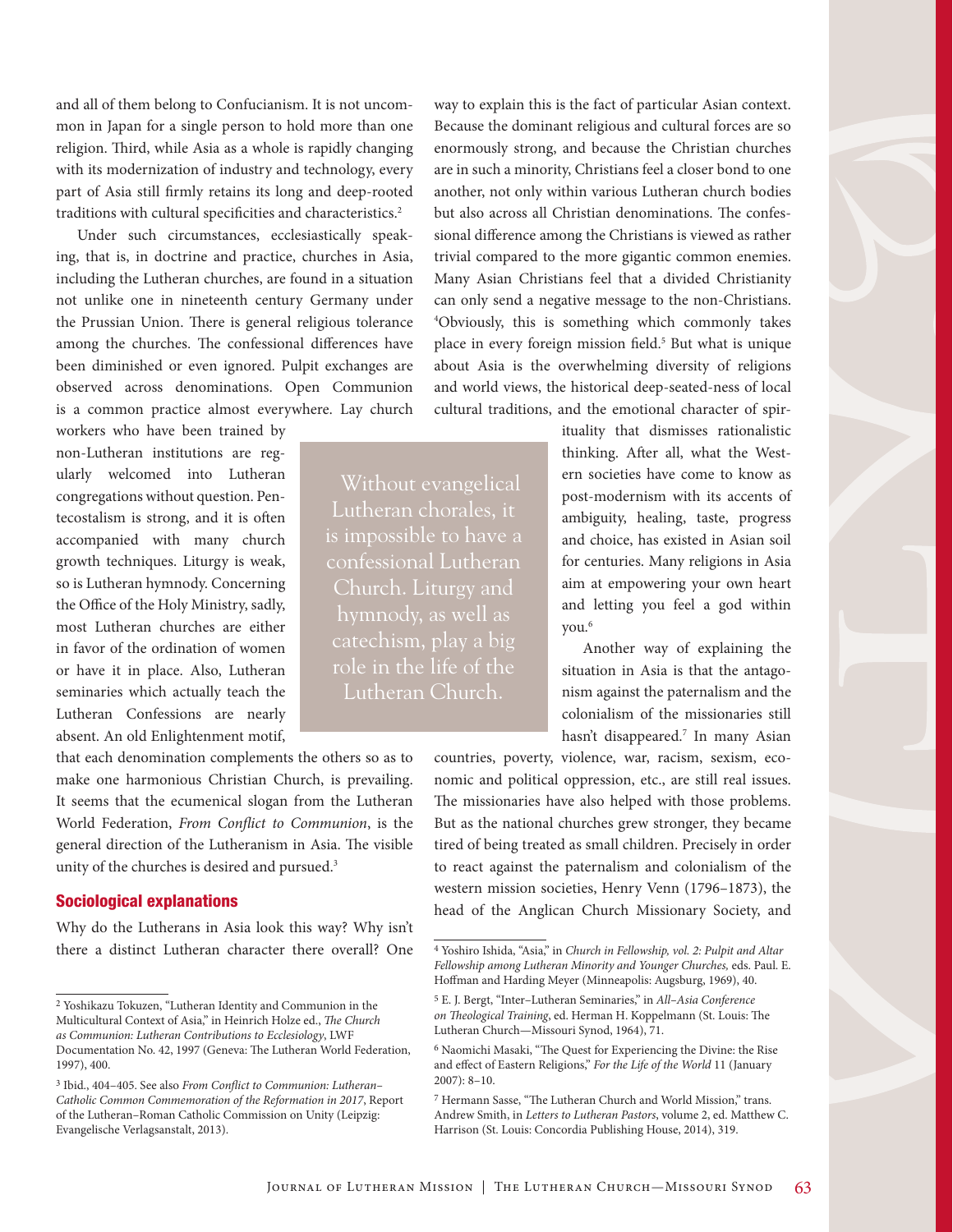and all of them belong to Confucianism. It is not uncommon in Japan for a single person to hold more than one religion. Third, while Asia as a whole is rapidly changing with its modernization of industry and technology, every part of Asia still firmly retains its long and deep-rooted traditions with cultural specificities and characteristics.[2]

Under such circumstances, ecclesiastically speaking, that is, in doctrine and practice, churches in Asia, including the Lutheran churches, are found in a situation not unlike one in nineteenth century Germany under the Prussian Union. There is general religious tolerance among the churches. The confessional differences have been diminished or even ignored. Pulpit exchanges are observed across denominations. Open Communion is a common practice almost everywhere. Lay church workers who have been trained by non-Lutheran institutions are regularly welcomed into Lutheran congregations without question. Pentecostalism is strong, and it is often accompanied with many church growth techniques. Liturgy is weak, so is Lutheran hymnody. Concerning the Office of the Holy Ministry, sadly, most Lutheran churches are either in favor of the ordination of women or have it in place. Also, Lutheran seminaries which actually teach the Lutheran Confessions are nearly absent. An old Enlightenment motif, that each denomination complements the others so as to make one harmonious Christian Church, is prevailing. It seems that the ecumenical slogan from the Lutheran World Federation, *From Conflict to Communion*, is the general direction of the Lutheranism in Asia. The visible unity of the churches is desired and pursued.[3]

> Without evangelical Lutheran chorales, it is impossible to have a confessional Lutheran Church. Liturgy and hymnody, as well as catechism, play a big role in the life of the Lutheran Church.

## Sociological explanations

Why do the Lutherans in Asia look this way? Why isn't there a distinct Lutheran character there overall? One way to explain this is the fact of particular Asian context. Because the dominant religious and cultural forces are so enormously strong, and because the Christian churches are in such a minority, Christians feel a closer bond to one another, not only within various Lutheran church bodies but also across all Christian denominations. The confessional difference among the Christians is viewed as rather trivial compared to the more gigantic common enemies. Many Asian Christians feel that a divided Christianity can only send a negative message to the non-Christians.[4] Obviously, this is something which commonly takes place in every foreign mission field.[5] But what is unique about Asia is the overwhelming diversity of religions and world views, the historical deep-seated-ness of local cultural traditions, and the emotional character of spirituality that dismisses rationalistic thinking. After all, what the Western societies have come to know as post-modernism with its accents of ambiguity, healing, taste, progress and choice, has existed in Asian soil for centuries. Many religions in Asia aim at empowering your own heart and letting you feel a god within you.[6]

Another way of explaining the situation in Asia is that the antagonism against the paternalism and the colonialism of the missionaries still hasn't disappeared.[7] In many Asian countries, poverty, violence, war, racism, sexism, economic and political oppression, etc., are still real issues. The missionaries have also helped with those problems. But as the national churches grew stronger, they became tired of being treated as small children. Precisely in order to react against the paternalism and colonialism of the western mission societies, Henry Venn (1796–1873), the head of the Anglican Church Missionary Society, and

---

[2] Yoshikazu Tokuzen, "Lutheran Identity and Communion in the Multicultural Context of Asia," in Heinrich Holze ed., *The Church as Communion: Lutheran Contributions to Ecclesiology*, LWF Documentation No. 42, 1997 (Geneva: The Lutheran World Federation, 1997), 400.

[3] Ibid., 404–405. See also *From Conflict to Communion: Lutheran–Catholic Common Commemoration of the Reformation in 2017*, Report of the Lutheran–Roman Catholic Commission on Unity (Leipzig: Evangelische Verlagsanstalt, 2013).

[4] Yoshiro Ishida, "Asia," in *Church in Fellowship, vol. 2: Pulpit and Altar Fellowship among Lutheran Minority and Younger Churches,* eds. Paul. E. Hoffman and Harding Meyer (Minneapolis: Augsburg, 1969), 40.

[5] E. J. Bergt, "Inter–Lutheran Seminaries," in *All–Asia Conference on Theological Training*, ed. Herman H. Koppelmann (St. Louis: The Lutheran Church—Missouri Synod, 1964), 71.

[6] Naomichi Masaki, "The Quest for Experiencing the Divine: the Rise and effect of Eastern Religions," *For the Life of the World* 11 (January 2007): 8–10.

[7] Hermann Sasse, "The Lutheran Church and World Mission," trans. Andrew Smith, in *Letters to Lutheran Pastors*, volume 2, ed. Matthew C. Harrison (St. Louis: Concordia Publishing House, 2014), 319.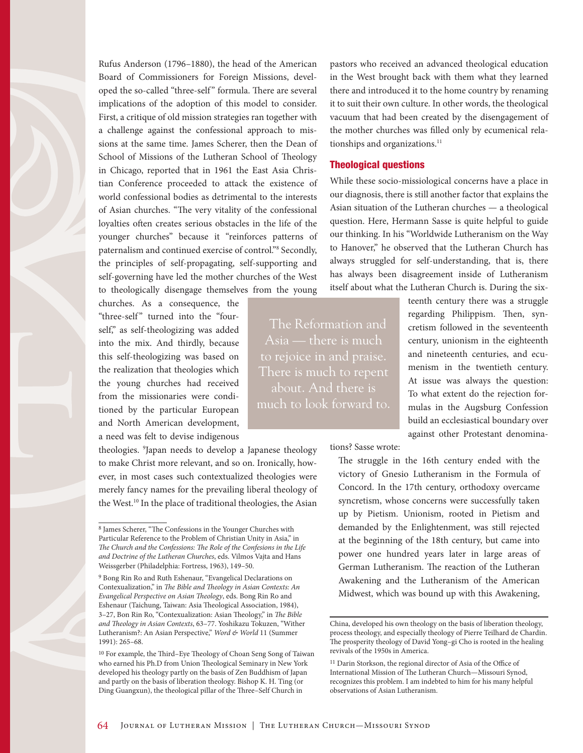Rufus Anderson (1796–1880), the head of the American Board of Commissioners for Foreign Missions, developed the so-called "three-self" formula. There are several implications of the adoption of this model to consider. First, a critique of old mission strategies ran together with a challenge against the confessional approach to missions at the same time. James Scherer, then the Dean of School of Missions of the Lutheran School of Theology in Chicago, reported that in 1961 the East Asia Christian Conference proceeded to attack the existence of world confessional bodies as detrimental to the interests of Asian churches. "The very vitality of the confessional loyalties often creates serious obstacles in the life of the younger churches" because it "reinforces patterns of paternalism and continued exercise of control."[8] Secondly, the principles of self-propagating, self-supporting and self-governing have led the mother churches of the West to theologically disengage themselves from the young churches. As a consequence, the "three-self" turned into the "four-self," as self-theologizing was added into the mix. And thirdly, because this self-theologizing was based on the realization that theologies which the young churches had received from the missionaries were conditioned by the particular European and North American development, a need was felt to devise indigenous theologies. [9]Japan needs to develop a Japanese theology to make Christ more relevant, and so on. Ironically, however, in most cases such contextualized theologies were merely fancy names for the prevailing liberal theology of the West.[10] In the place of traditional theologies, the Asian pastors who received an advanced theological education in the West brought back with them what they learned there and introduced it to the home country by renaming it to suit their own culture. In other words, the theological vacuum that had been created by the disengagement of the mother churches was filled only by ecumenical relationships and organizations.[11]

> The Reformation and Asia — there is much to rejoice in and praise. There is much to repent about. And there is much to look forward to.

## Theological questions

While these socio-missiological concerns have a place in our diagnosis, there is still another factor that explains the Asian situation of the Lutheran churches — a theological question. Here, Hermann Sasse is quite helpful to guide our thinking. In his "Worldwide Lutheranism on the Way to Hanover," he observed that the Lutheran Church has always struggled for self-understanding, that is, there has always been disagreement inside of Lutheranism itself about what the Lutheran Church is. During the sixteenth century there was a struggle regarding Philippism. Then, syncretism followed in the seventeenth century, unionism in the eighteenth and nineteenth centuries, and ecumenism in the twentieth century. At issue was always the question: To what extent do the rejection formulas in the Augsburg Confession build an ecclesiastical boundary over against other Protestant denominations? Sasse wrote:

> The struggle in the 16th century ended with the victory of Gnesio Lutheranism in the Formula of Concord. In the 17th century, orthodoxy overcame syncretism, whose concerns were successfully taken up by Pietism. Unionism, rooted in Pietism and demanded by the Enlightenment, was still rejected at the beginning of the 18th century, but came into power one hundred years later in large areas of German Lutheranism. The reaction of the Lutheran Awakening and the Lutheranism of the American Midwest, which was bound up with this Awakening,

---

[8] James Scherer, "The Confessions in the Younger Churches with Particular Reference to the Problem of Christian Unity in Asia," in *The Church and the Confessions: The Role of the Confesions in the Life and Doctrine of the Lutheran Churches*, eds. Vilmos Vajta and Hans Weissgerber (Philadelphia: Fortress, 1963), 149–50.

[9] Bong Rin Ro and Ruth Eshenaur, "Evangelical Declarations on Contexualization," in *The Bible and Theology in Asian Contexts: An Evangelical Perspective on Asian Theology*, eds. Bong Rin Ro and Eshenaur (Taichung, Taiwan: Asia Theological Association, 1984), 3–27, Bon Rin Ro, "Contexualization: Asian Theology," in *The Bible and Theology in Asian Contexts*, 63–77. Yoshikazu Tokuzen, "Wither Lutheranism?: An Asian Perspective," *Word & World* 11 (Summer 1991): 265–68.

[10] For example, the Third–Eye Theology of Choan Seng Song of Taiwan who earned his Ph.D from Union Theological Seminary in New York developed his theology partly on the basis of Zen Buddhism of Japan and partly on the basis of liberation theology. Bishop K. H. Ting (or Ding Guangxun), the theological pillar of the Three–Self Church in China, developed his own theology on the basis of liberation theology, process theology, and especially theology of Pierre Teilhard de Chardin. The prosperity theology of David Yong–gi Cho is rooted in the healing revivals of the 1950s in America.

[11] Darin Storkson, the regional director of Asia of the Office of International Mission of The Lutheran Church—Missouri Synod, recognizes this problem. I am indebted to him for his many helpful observations of Asian Lutheranism.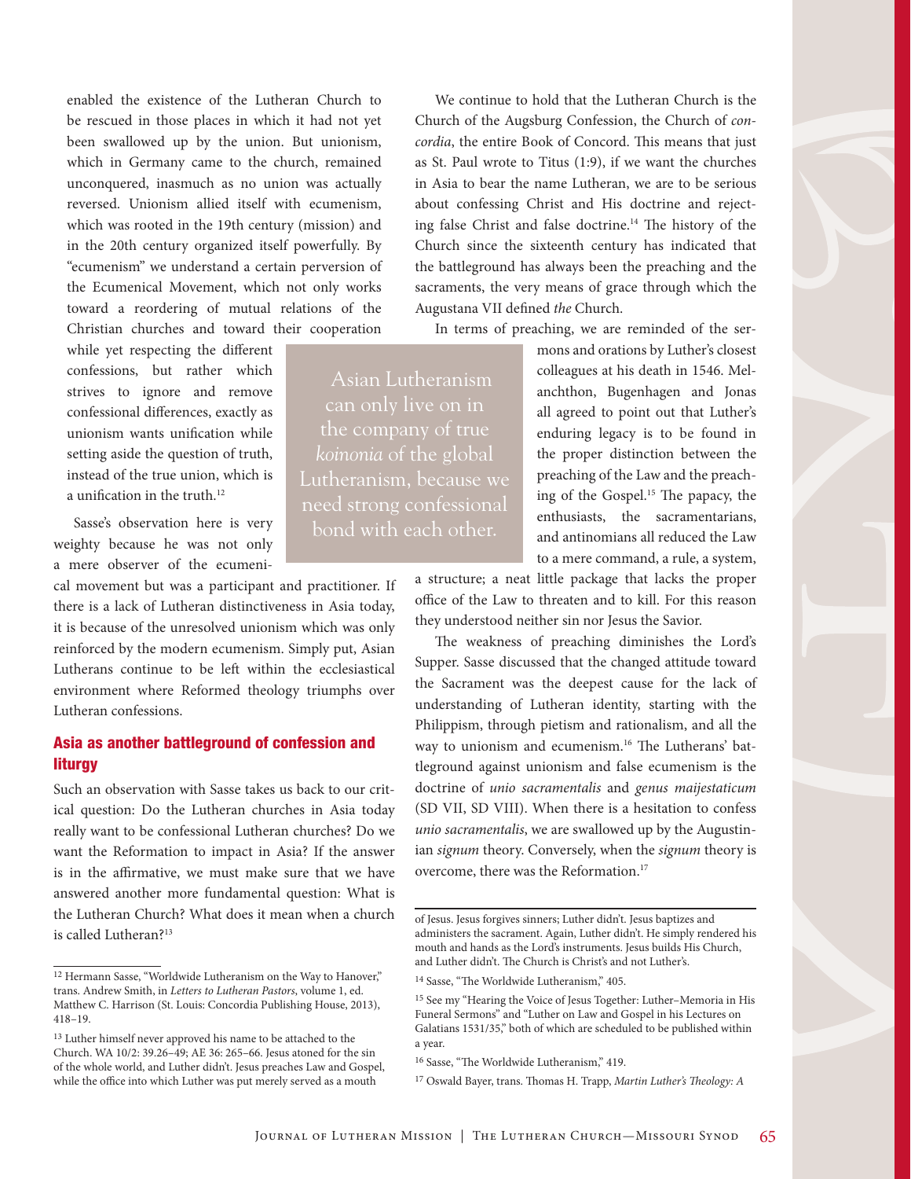enabled the existence of the Lutheran Church to be rescued in those places in which it had not yet been swallowed up by the union. But unionism, which in Germany came to the church, remained unconquered, inasmuch as no union was actually reversed. Unionism allied itself with ecumenism, which was rooted in the 19th century (mission) and in the 20th century organized itself powerfully. By "ecumenism" we understand a certain perversion of the Ecumenical Movement, which not only works toward a reordering of mutual relations of the Christian churches and toward their cooperation while yet respecting the different confessions, but rather which strives to ignore and remove confessional differences, exactly as unionism wants unification while setting aside the question of truth, instead of the true union, which is a unification in the truth.[12]

Sasse's observation here is very weighty because he was not only a mere observer of the ecumenical movement but was a participant and practitioner. If there is a lack of Lutheran distinctiveness in Asia today, it is because of the unresolved unionism which was only reinforced by the modern ecumenism. Simply put, Asian Lutherans continue to be left within the ecclesiastical environment where Reformed theology triumphs over Lutheran confessions.

> Asian Lutheranism can only live on in the company of true *koinonia* of the global Lutheranism, because we need strong confessional bond with each other.

## Asia as another battleground of confession and liturgy

Such an observation with Sasse takes us back to our critical question: Do the Lutheran churches in Asia today really want to be confessional Lutheran churches? Do we want the Reformation to impact in Asia? If the answer is in the affirmative, we must make sure that we have answered another more fundamental question: What is the Lutheran Church? What does it mean when a church is called Lutheran?[13]

We continue to hold that the Lutheran Church is the Church of the Augsburg Confession, the Church of *concordia*, the entire Book of Concord. This means that just as St. Paul wrote to Titus (1:9), if we want the churches in Asia to bear the name Lutheran, we are to be serious about confessing Christ and His doctrine and rejecting false Christ and false doctrine.[14] The history of the Church since the sixteenth century has indicated that the battleground has always been the preaching and the sacraments, the very means of grace through which the Augustana VII defined *the* Church.

In terms of preaching, we are reminded of the sermons and orations by Luther's closest colleagues at his death in 1546. Melanchthon, Bugenhagen and Jonas all agreed to point out that Luther's enduring legacy is to be found in the proper distinction between the preaching of the Law and the preaching of the Gospel.[15] The papacy, the enthusiasts, the sacramentarians, and antinomians all reduced the Law to a mere command, a rule, a system, a structure; a neat little package that lacks the proper office of the Law to threaten and to kill. For this reason they understood neither sin nor Jesus the Savior.

The weakness of preaching diminishes the Lord's Supper. Sasse discussed that the changed attitude toward the Sacrament was the deepest cause for the lack of understanding of Lutheran identity, starting with the Philippism, through pietism and rationalism, and all the way to unionism and ecumenism.[16] The Lutherans' battleground against unionism and false ecumenism is the doctrine of *unio sacramentalis* and *genus maijestaticum* (SD VII, SD VIII). When there is a hesitation to confess *unio sacramentalis*, we are swallowed up by the Augustinian *signum* theory. Conversely, when the *signum* theory is overcome, there was the Reformation.[17]

---

[12] Hermann Sasse, "Worldwide Lutheranism on the Way to Hanover," trans. Andrew Smith, in *Letters to Lutheran Pastors*, volume 1, ed. Matthew C. Harrison (St. Louis: Concordia Publishing House, 2013), 418–19.

[13] Luther himself never approved his name to be attached to the Church. WA 10/2: 39.26–49; AE 36: 265–66. Jesus atoned for the sin of the whole world, and Luther didn't. Jesus preaches Law and Gospel, while the office into which Luther was put merely served as a mouth of Jesus. Jesus forgives sinners; Luther didn't. Jesus baptizes and administers the sacrament. Again, Luther didn't. He simply rendered his mouth and hands as the Lord's instruments. Jesus builds His Church, and Luther didn't. The Church is Christ's and not Luther's.

[14] Sasse, "The Worldwide Lutheranism," 405.

[15] See my "Hearing the Voice of Jesus Together: Luther–Memoria in His Funeral Sermons" and "Luther on Law and Gospel in his Lectures on Galatians 1531/35," both of which are scheduled to be published within a year.

[16] Sasse, "The Worldwide Lutheranism," 419.

[17] Oswald Bayer, trans. Thomas H. Trapp, *Martin Luther's Theology: A*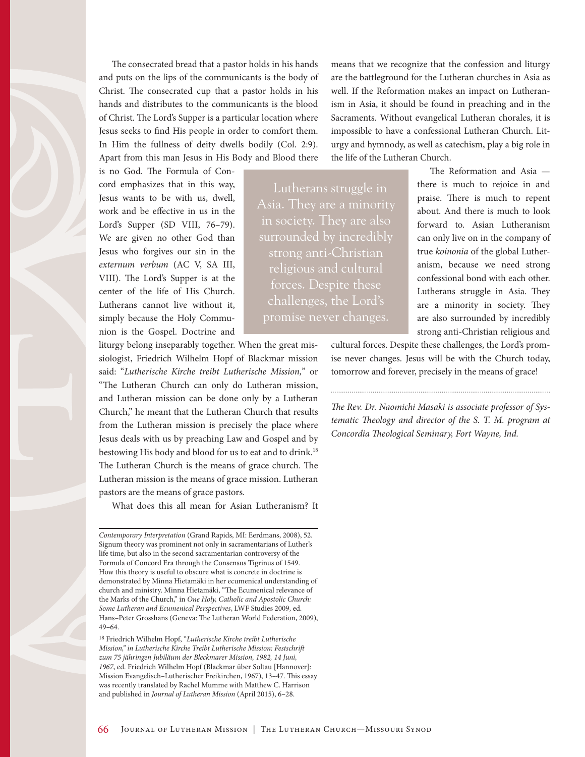The consecrated bread that a pastor holds in his hands and puts on the lips of the communicants is the body of Christ. The consecrated cup that a pastor holds in his hands and distributes to the communicants is the blood of Christ. The Lord's Supper is a particular location where Jesus seeks to find His people in order to comfort them. In Him the fullness of deity dwells bodily (Col. 2:9). Apart from this man Jesus in His Body and Blood there is no God. The Formula of Concord emphasizes that in this way, Jesus wants to be with us, dwell, work and be effective in us in the Lord's Supper (SD VIII, 76–79). We are given no other God than Jesus who forgives our sin in the *externum verbum* (AC V, SA III, VIII). The Lord's Supper is at the center of the life of His Church. Lutherans cannot live without it, simply because the Holy Communion is the Gospel. Doctrine and liturgy belong inseparably together. When the great missiologist, Friedrich Wilhelm Hopf of Blackmar mission said: "*Lutherische Kirche treibt Lutherische Mission,*" or "The Lutheran Church can only do Lutheran mission, and Lutheran mission can be done only by a Lutheran Church," he meant that the Lutheran Church that results from the Lutheran mission is precisely the place where Jesus deals with us by preaching Law and Gospel and by bestowing His body and blood for us to eat and to drink.[18] The Lutheran Church is the means of grace church. The Lutheran mission is the means of grace mission. Lutheran pastors are the means of grace pastors.

> Lutherans struggle in Asia. They are a minority in society. They are also surrounded by incredibly strong anti-Christian religious and cultural forces. Despite these challenges, the Lord's promise never changes.

What does this all mean for Asian Lutheranism? It means that we recognize that the confession and liturgy are the battleground for the Lutheran churches in Asia as well. If the Reformation makes an impact on Lutheranism in Asia, it should be found in preaching and in the Sacraments. Without evangelical Lutheran chorales, it is impossible to have a confessional Lutheran Church. Liturgy and hymnody, as well as catechism, play a big role in the life of the Lutheran Church.

The Reformation and Asia — there is much to rejoice in and praise. There is much to repent about. And there is much to look forward to. Asian Lutheranism can only live on in the company of true *koinonia* of the global Lutheranism, because we need strong confessional bond with each other. Lutherans struggle in Asia. They are a minority in society. They are also surrounded by incredibly strong anti-Christian religious and cultural forces. Despite these challenges, the Lord's promise never changes. Jesus will be with the Church today, tomorrow and forever, precisely in the means of grace!

---

*The Rev. Dr. Naomichi Masaki is associate professor of Systematic Theology and director of the S. T. M. program at Concordia Theological Seminary, Fort Wayne, Ind.*

---

*Contemporary Interpretation* (Grand Rapids, MI: Eerdmans, 2008), 52. Signum theory was prominent not only in sacramentarians of Luther's life time, but also in the second sacramentarian controversy of the Formula of Concord Era through the Consensus Tigrinus of 1549. How this theory is useful to obscure what is concrete in doctrine is demonstrated by Minna Hietamäki in her ecumenical understanding of church and ministry. Minna Hietamäki, "The Ecumenical relevance of the Marks of the Church," in *One Holy, Catholic and Apostolic Church: Some Lutheran and Ecumenical Perspectives*, LWF Studies 2009, ed. Hans–Peter Grosshans (Geneva: The Lutheran World Federation, 2009), 49–64.

[18] Friedrich Wilhelm Hopf, "*Lutherische Kirche treibt Lutherische Mission,*" in *Lutherische Kirche Treibt Lutherische Mission: Festschrift zum 75 jähringen Jubiläum der Bleckmarer Mission, 1982, 14 Juni, 1967*, ed. Friedrich Wilhelm Hopf (Blackmar über Soltau [Hannover]: Mission Evangelisch–Lutherischer Freikirchen, 1967), 13–47. This essay was recently translated by Rachel Mumme with Matthew C. Harrison and published in *Journal of Lutheran Mission* (April 2015), 6–28.